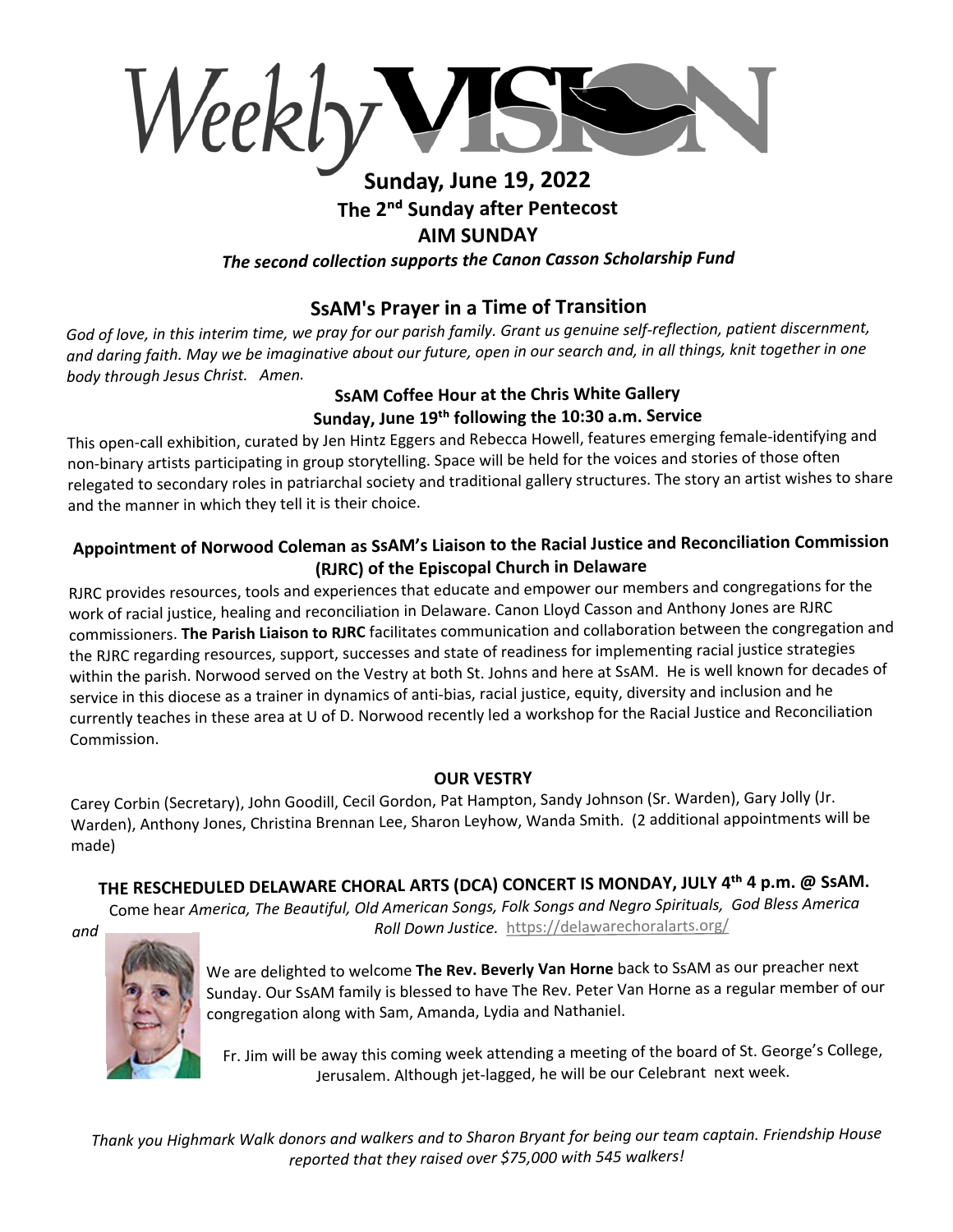# Weekly VISION

**Sunday, June 19, 2022**

**The 2nd Sunday after Pentecost**

**AIM SUNDAY**

***The second collection supports the Canon Casson Scholarship Fund***

## SsAM's Prayer in a Time of Transition

*God of love, in this interim time, we pray for our parish family. Grant us genuine self-reflection, patient discernment, and daring faith. May we be imaginative about our future, open in our search and, in all things, knit together in one body through Jesus Christ. Amen.*

### SsAM Coffee Hour at the Chris White Gallery
### Sunday, June 19th following the 10:30 a.m. Service

This open-call exhibition, curated by Jen Hintz Eggers and Rebecca Howell, features emerging female-identifying and non-binary artists participating in group storytelling. Space will be held for the voices and stories of those often relegated to secondary roles in patriarchal society and traditional gallery structures. The story an artist wishes to share and the manner in which they tell it is their choice.

### Appointment of Norwood Coleman as SsAM's Liaison to the Racial Justice and Reconciliation Commission (RJRC) of the Episcopal Church in Delaware

RJRC provides resources, tools and experiences that educate and empower our members and congregations for the work of racial justice, healing and reconciliation in Delaware. Canon Lloyd Casson and Anthony Jones are RJRC commissioners. **The Parish Liaison to RJRC** facilitates communication and collaboration between the congregation and the RJRC regarding resources, support, successes and state of readiness for implementing racial justice strategies within the parish. Norwood served on the Vestry at both St. Johns and here at SsAM. He is well known for decades of service in this diocese as a trainer in dynamics of anti-bias, racial justice, equity, diversity and inclusion and he currently teaches in these area at U of D. Norwood recently led a workshop for the Racial Justice and Reconciliation Commission.

### OUR VESTRY

Carey Corbin (Secretary), John Goodill, Cecil Gordon, Pat Hampton, Sandy Johnson (Sr. Warden), Gary Jolly (Jr. Warden), Anthony Jones, Christina Brennan Lee, Sharon Leyhow, Wanda Smith. (2 additional appointments will be made)

### THE RESCHEDULED DELAWARE CHORAL ARTS (DCA) CONCERT IS MONDAY, JULY 4th 4 p.m. @ SsAM.

Come hear *America, The Beautiful, Old American Songs, Folk Songs and Negro Spirituals, God Bless America and Roll Down Justice.* https://delawarechoralarts.org/

We are delighted to welcome **The Rev. Beverly Van Horne** back to SsAM as our preacher next Sunday. Our SsAM family is blessed to have The Rev. Peter Van Horne as a regular member of our congregation along with Sam, Amanda, Lydia and Nathaniel.

Fr. Jim will be away this coming week attending a meeting of the board of St. George's College, Jerusalem. Although jet-lagged, he will be our Celebrant next week.

*Thank you Highmark Walk donors and walkers and to Sharon Bryant for being our team captain. Friendship House reported that they raised over $75,000 with 545 walkers!*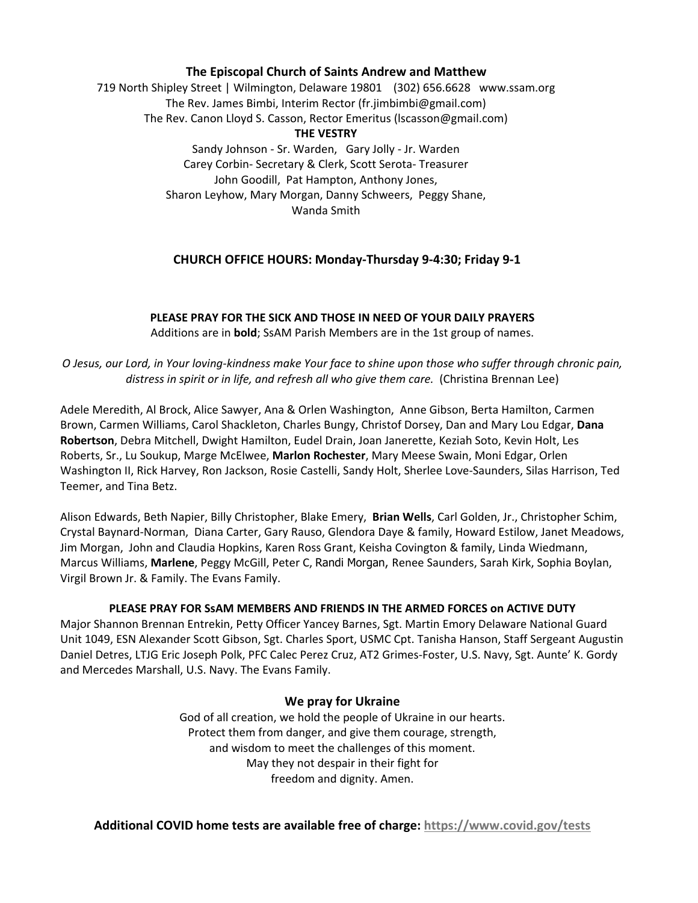**The Episcopal Church of Saints Andrew and Matthew**

719 North Shipley Street | Wilmington, Delaware 19801 (302) 656.6628 www.ssam.org

The Rev. James Bimbi, Interim Rector (fr.jimbimbi@gmail.com)

The Rev. Canon Lloyd S. Casson, Rector Emeritus (lscasson@gmail.com)

**THE VESTRY**

Sandy Johnson - Sr. Warden, Gary Jolly - Jr. Warden

Carey Corbin- Secretary & Clerk, Scott Serota- Treasurer

John Goodill, Pat Hampton, Anthony Jones,

Sharon Leyhow, Mary Morgan, Danny Schweers, Peggy Shane,

Wanda Smith

**CHURCH OFFICE HOURS: Monday-Thursday 9-4:30; Friday 9-1**

**PLEASE PRAY FOR THE SICK AND THOSE IN NEED OF YOUR DAILY PRAYERS**

Additions are in **bold**; SsAM Parish Members are in the 1st group of names.

*O Jesus, our Lord, in Your loving-kindness make Your face to shine upon those who suffer through chronic pain, distress in spirit or in life, and refresh all who give them care.* (Christina Brennan Lee)

Adele Meredith, Al Brock, Alice Sawyer, Ana & Orlen Washington, Anne Gibson, Berta Hamilton, Carmen Brown, Carmen Williams, Carol Shackleton, Charles Bungy, Christof Dorsey, Dan and Mary Lou Edgar, **Dana Robertson**, Debra Mitchell, Dwight Hamilton, Eudel Drain, Joan Janerette, Keziah Soto, Kevin Holt, Les Roberts, Sr., Lu Soukup, Marge McElwee, **Marlon Rochester**, Mary Meese Swain, Moni Edgar, Orlen Washington II, Rick Harvey, Ron Jackson, Rosie Castelli, Sandy Holt, Sherlee Love-Saunders, Silas Harrison, Ted Teemer, and Tina Betz.

Alison Edwards, Beth Napier, Billy Christopher, Blake Emery, **Brian Wells**, Carl Golden, Jr., Christopher Schim, Crystal Baynard-Norman, Diana Carter, Gary Rauso, Glendora Daye & family, Howard Estilow, Janet Meadows, Jim Morgan, John and Claudia Hopkins, Karen Ross Grant, Keisha Covington & family, Linda Wiedmann, Marcus Williams, **Marlene**, Peggy McGill, Peter C, Randi Morgan, Renee Saunders, Sarah Kirk, Sophia Boylan, Virgil Brown Jr. & Family. The Evans Family.

**PLEASE PRAY FOR SsAM MEMBERS AND FRIENDS IN THE ARMED FORCES on ACTIVE DUTY**

Major Shannon Brennan Entrekin, Petty Officer Yancey Barnes, Sgt. Martin Emory Delaware National Guard Unit 1049, ESN Alexander Scott Gibson, Sgt. Charles Sport, USMC Cpt. Tanisha Hanson, Staff Sergeant Augustin Daniel Detres, LTJG Eric Joseph Polk, PFC Calec Perez Cruz, AT2 Grimes-Foster, U.S. Navy, Sgt. Aunte' K. Gordy and Mercedes Marshall, U.S. Navy. The Evans Family.

## We pray for Ukraine

God of all creation, we hold the people of Ukraine in our hearts.
Protect them from danger, and give them courage, strength,
and wisdom to meet the challenges of this moment.
May they not despair in their fight for
freedom and dignity. Amen.

**Additional COVID home tests are available free of charge: https://www.covid.gov/tests**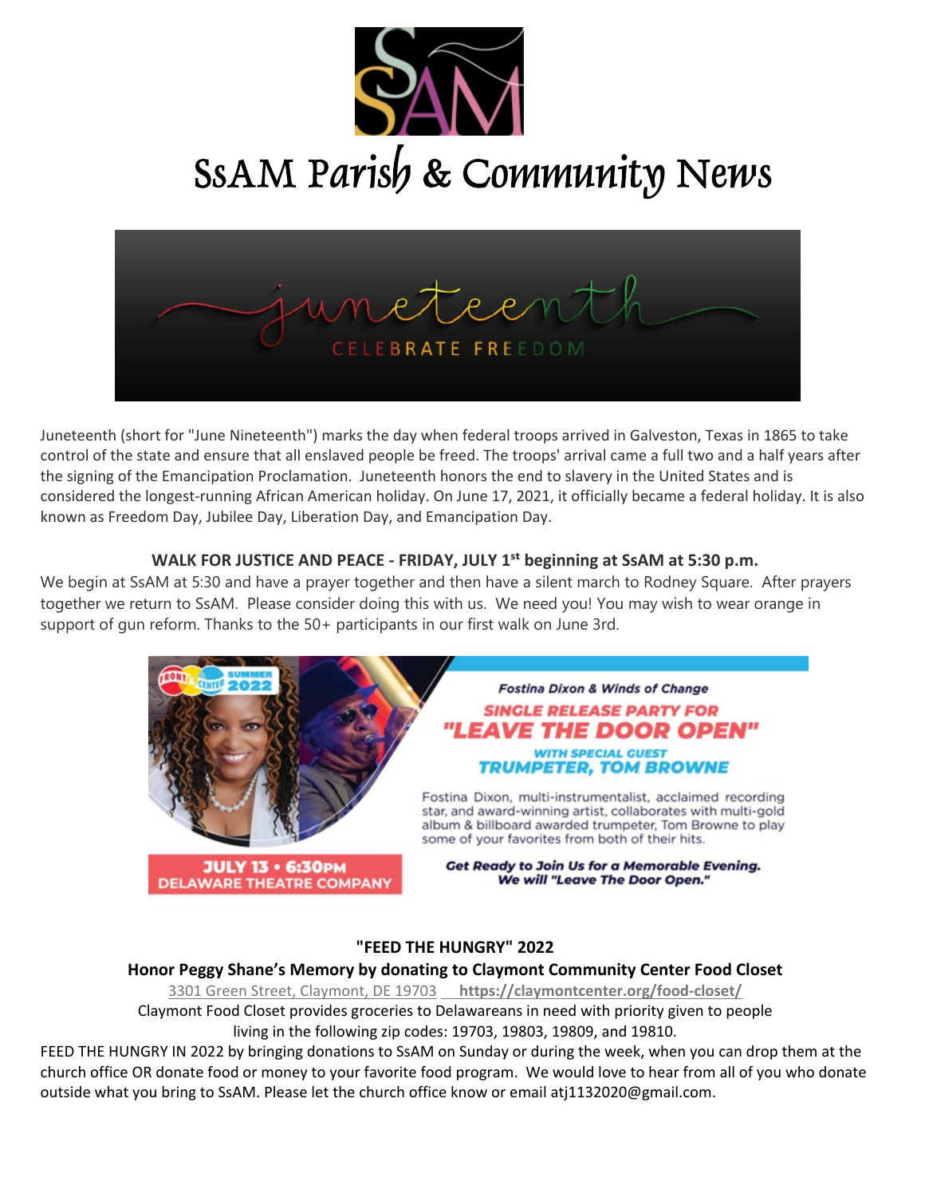# SsAM Parish & Community News

juneteenth

CELEBRATE FREEDOM

Juneteenth (short for "June Nineteenth") marks the day when federal troops arrived in Galveston, Texas in 1865 to take control of the state and ensure that all enslaved people be freed. The troops' arrival came a full two and a half years after the signing of the Emancipation Proclamation. Juneteenth honors the end to slavery in the United States and is considered the longest-running African American holiday. On June 17, 2021, it officially became a federal holiday. It is also known as Freedom Day, Jubilee Day, Liberation Day, and Emancipation Day.

**WALK FOR JUSTICE AND PEACE - FRIDAY, JULY 1st beginning at SsAM at 5:30 p.m.**

We begin at SsAM at 5:30 and have a prayer together and then have a silent march to Rodney Square. After prayers together we return to SsAM. Please consider doing this with us. We need you! You may wish to wear orange in support of gun reform. Thanks to the 50+ participants in our first walk on June 3rd.

FRONT & CENTER SUMMER 2022

*Fostina Dixon & Winds of Change*

**SINGLE RELEASE PARTY FOR "LEAVE THE DOOR OPEN"**

**WITH SPECIAL GUEST TRUMPETER, TOM BROWNE**

Fostina Dixon, multi-instrumentalist, acclaimed recording star, and award-winning artist, collaborates with multi-gold album & billboard awarded trumpeter, Tom Browne to play some of your favorites from both of their hits.

**JULY 13 • 6:30PM DELAWARE THEATRE COMPANY**

***Get Ready to Join Us for a Memorable Evening. We will "Leave The Door Open."***

**"FEED THE HUNGRY" 2022**

**Honor Peggy Shane's Memory by donating to Claymont Community Center Food Closet**

3301 Green Street, Claymont, DE 19703 **https://claymontcenter.org/food-closet/**

Claymont Food Closet provides groceries to Delawareans in need with priority given to people living in the following zip codes: 19703, 19803, 19809, and 19810.

FEED THE HUNGRY IN 2022 by bringing donations to SsAM on Sunday or during the week, when you can drop them at the church office OR donate food or money to your favorite food program. We would love to hear from all of you who donate outside what you bring to SsAM. Please let the church office know or email atj1132020@gmail.com.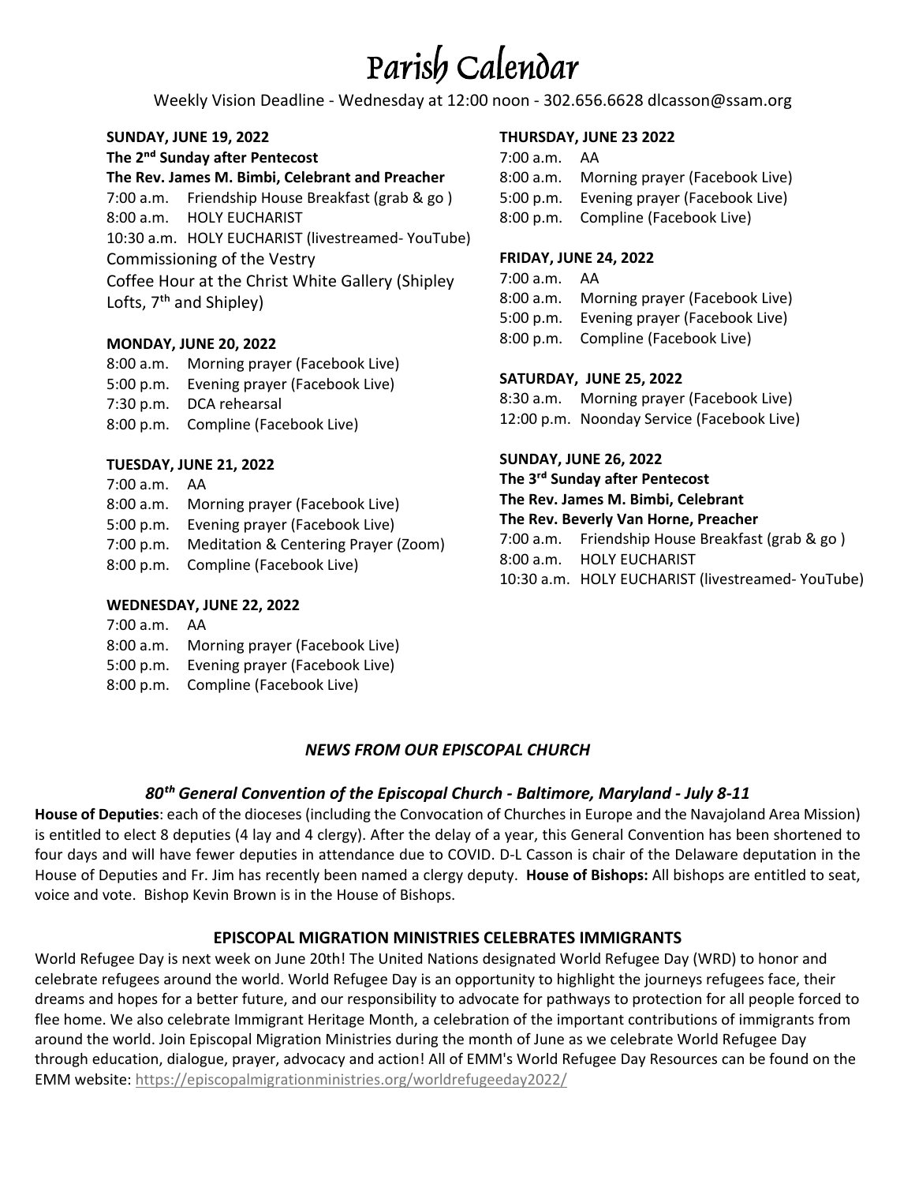// Parish Calendar

Weekly Vision Deadline - Wednesday at 12:00 noon - 302.656.6628 dlcasson@ssam.org

**SUNDAY, JUNE 19, 2022**
**The 2nd Sunday after Pentecost**
**The Rev. James M. Bimbi, Celebrant and Preacher**
7:00 a.m. Friendship House Breakfast (grab & go )
8:00 a.m. HOLY EUCHARIST
10:30 a.m. HOLY EUCHARIST (livestreamed- YouTube)
Commissioning of the Vestry
Coffee Hour at the Christ White Gallery (Shipley Lofts, 7th and Shipley)

**MONDAY, JUNE 20, 2022**
8:00 a.m. Morning prayer (Facebook Live)
5:00 p.m. Evening prayer (Facebook Live)
7:30 p.m. DCA rehearsal
8:00 p.m. Compline (Facebook Live)

**TUESDAY, JUNE 21, 2022**
7:00 a.m. AA
8:00 a.m. Morning prayer (Facebook Live)
5:00 p.m. Evening prayer (Facebook Live)
7:00 p.m. Meditation & Centering Prayer (Zoom)
8:00 p.m. Compline (Facebook Live)

**WEDNESDAY, JUNE 22, 2022**
7:00 a.m. AA
8:00 a.m. Morning prayer (Facebook Live)
5:00 p.m. Evening prayer (Facebook Live)
8:00 p.m. Compline (Facebook Live)

**THURSDAY, JUNE 23 2022**
7:00 a.m. AA
8:00 a.m. Morning prayer (Facebook Live)
5:00 p.m. Evening prayer (Facebook Live)
8:00 p.m. Compline (Facebook Live)

**FRIDAY, JUNE 24, 2022**
7:00 a.m. AA
8:00 a.m. Morning prayer (Facebook Live)
5:00 p.m. Evening prayer (Facebook Live)
8:00 p.m. Compline (Facebook Live)

**SATURDAY, JUNE 25, 2022**
8:30 a.m. Morning prayer (Facebook Live)
12:00 p.m. Noonday Service (Facebook Live)

**SUNDAY, JUNE 26, 2022**
**The 3rd Sunday after Pentecost**
**The Rev. James M. Bimbi, Celebrant**
**The Rev. Beverly Van Horne, Preacher**
7:00 a.m. Friendship House Breakfast (grab & go )
8:00 a.m. HOLY EUCHARIST
10:30 a.m. HOLY EUCHARIST (livestreamed- YouTube)

## *NEWS FROM OUR EPISCOPAL CHURCH*

### *80th General Convention of the Episcopal Church - Baltimore, Maryland - July 8-11*

**House of Deputies**: each of the dioceses (including the Convocation of Churches in Europe and the Navajoland Area Mission) is entitled to elect 8 deputies (4 lay and 4 clergy). After the delay of a year, this General Convention has been shortened to four days and will have fewer deputies in attendance due to COVID. D-L Casson is chair of the Delaware deputation in the House of Deputies and Fr. Jim has recently been named a clergy deputy. **House of Bishops:** All bishops are entitled to seat, voice and vote. Bishop Kevin Brown is in the House of Bishops.

### EPISCOPAL MIGRATION MINISTRIES CELEBRATES IMMIGRANTS

World Refugee Day is next week on June 20th! The United Nations designated World Refugee Day (WRD) to honor and celebrate refugees around the world. World Refugee Day is an opportunity to highlight the journeys refugees face, their dreams and hopes for a better future, and our responsibility to advocate for pathways to protection for all people forced to flee home. We also celebrate Immigrant Heritage Month, a celebration of the important contributions of immigrants from around the world. Join Episcopal Migration Ministries during the month of June as we celebrate World Refugee Day through education, dialogue, prayer, advocacy and action! All of EMM's World Refugee Day Resources can be found on the EMM website: https://episcopalmigrationministries.org/worldrefugeeday2022/